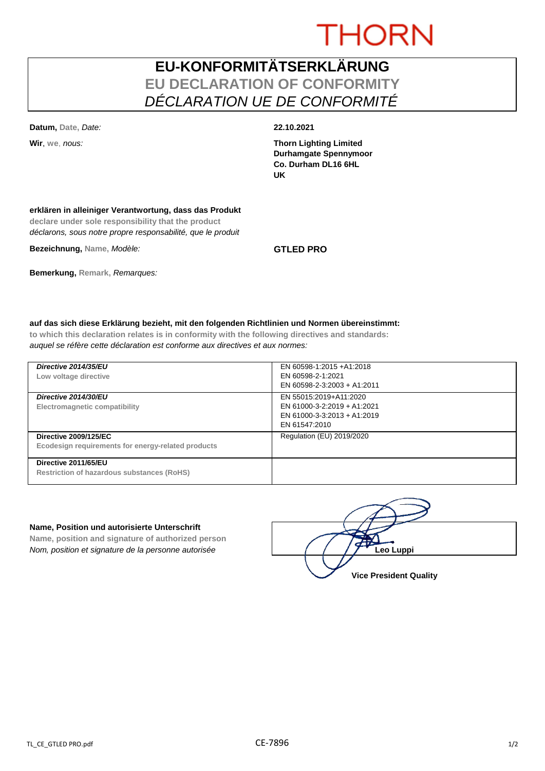THORN

# EU-KONFORMITÄTSERKLÄRUNG
## EU DECLARATION OF CONFORMITY
## *DÉCLARATION UE DE CONFORMITÉ*

**Datum,** Date, *Date:* **22.10.2021**

**Wir**, we, *nous:*

**Thorn Lighting Limited**
**Durhamgate Spennymoor**
**Co. Durham DL16 6HL**
**UK**

**erklären in alleiniger Verantwortung, dass das Produkt**
**declare under sole responsibility that the product**
*déclarons, sous notre propre responsabilité, que le produit*

**Bezeichnung,** Name, *Modèle:* **GTLED PRO**

**Bemerkung,** Remark, *Remarques:*

**auf das sich diese Erklärung bezieht, mit den folgenden Richtlinien und Normen übereinstimmt:**
**to which this declaration relates is in conformity with the following directives and standards:**
*auquel se réfère cette déclaration est conforme aux directives et aux normes:*

| Directive | Standards |
|---|---|
| ***Directive 2014/35/EU*** Low voltage directive | EN 60598-1:2015 +A1:2018<br>EN 60598-2-1:2021<br>EN 60598-2-3:2003 + A1:2011 |
| ***Directive 2014/30/EU*** Electromagnetic compatibility | EN 55015:2019+A11:2020<br>EN 61000-3-2:2019 + A1:2021<br>EN 61000-3-3:2013 + A1:2019<br>EN 61547:2010 |
| **Directive 2009/125/EC** Ecodesign requirements for energy-related products | Regulation (EU) 2019/2020 |
| **Directive 2011/65/EU** Restriction of hazardous substances (RoHS) | |

**Name, Position und autorisierte Unterschrift**
**Name, position and signature of authorized person**
*Nom, position et signature de la personne autorisée*

**Leo Luppi**
**Vice President Quality**

TL_CE_GTLED PRO.pdf

CE-7896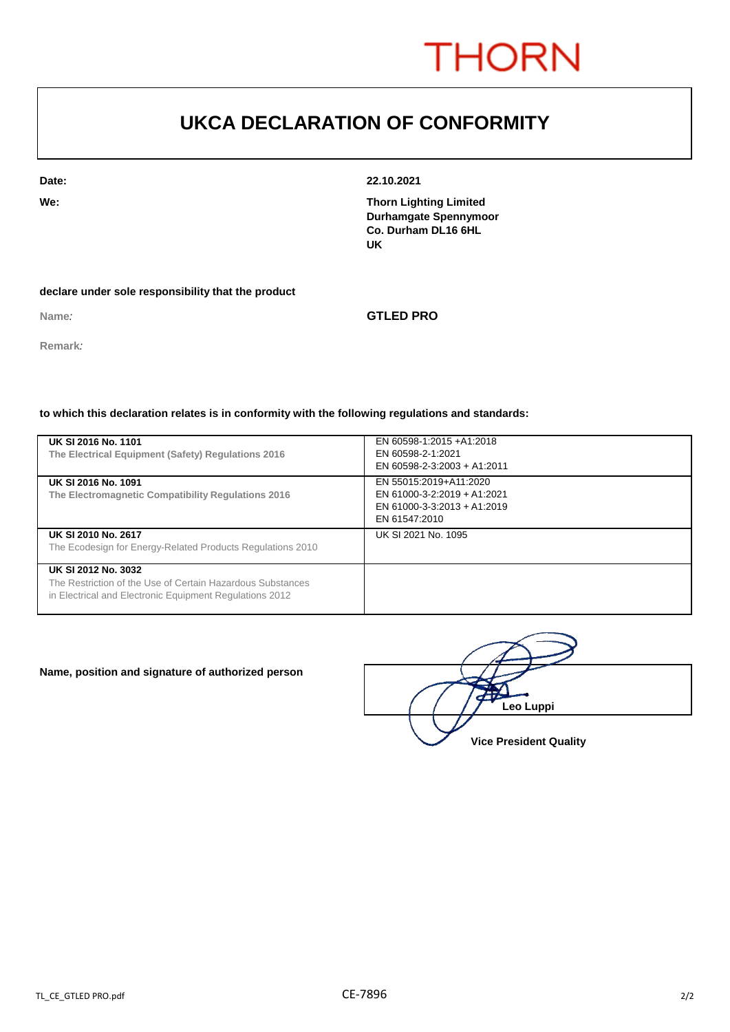THORN

# UKCA DECLARATION OF CONFORMITY

| | |
|---|---|
| **Date:** | **22.10.2021** |
| **We:** | **Thorn Lighting Limited**<br>**Durhamgate Spennymoor**<br>**Co. Durham DL16 6HL**<br>**UK** |

**declare under sole responsibility that the product**

| | |
|---|---|
| Name: | **GTLED PRO** |
| Remark: | |

**to which this declaration relates is in conformity with the following regulations and standards:**

| | |
|---|---|
| **UK SI 2016 No. 1101**<br>**The Electrical Equipment (Safety) Regulations 2016** | EN 60598-1:2015 +A1:2018<br>EN 60598-2-1:2021<br>EN 60598-2-3:2003 + A1:2011 |
| **UK SI 2016 No. 1091**<br>**The Electromagnetic Compatibility Regulations 2016** | EN 55015:2019+A11:2020<br>EN 61000-3-2:2019 + A1:2021<br>EN 61000-3-3:2013 + A1:2019<br>EN 61547:2010 |
| **UK SI 2010 No. 2617**<br>The Ecodesign for Energy-Related Products Regulations 2010 | UK SI 2021 No. 1095 |
| **UK SI 2012 No. 3032**<br>The Restriction of the Use of Certain Hazardous Substances in Electrical and Electronic Equipment Regulations 2012 | |

**Name, position and signature of authorized person**

**Leo Luppi**

**Vice President Quality**

TL_CE_GTLED PRO.pdf

CE-7896